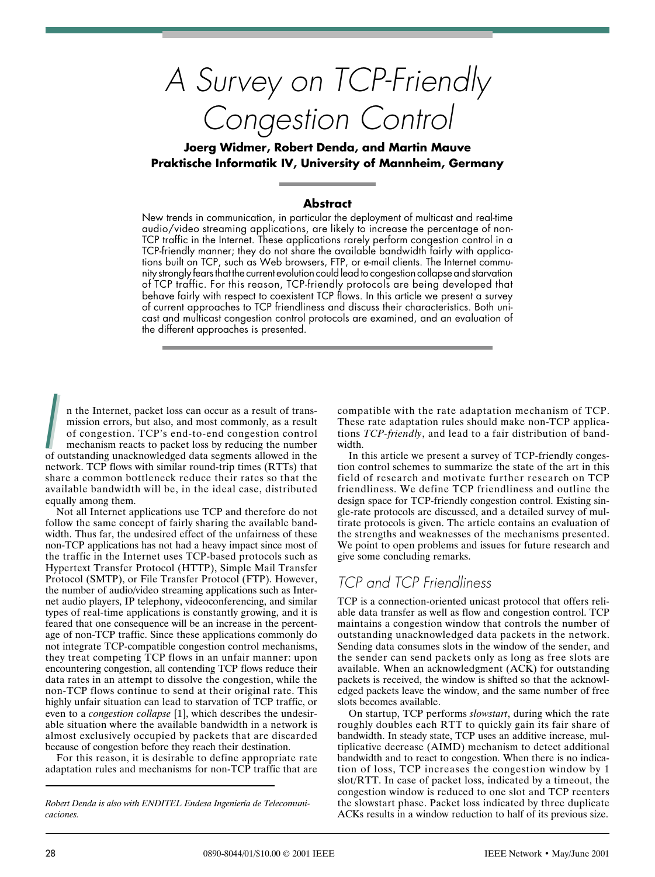# A Survey on TCP-Friendly Congestion Control

**Joerg Widmer, Robert Denda, and Martin Mauve**
**Praktische Informatik IV, University of Mannheim, Germany**

## Abstract

New trends in communication, in particular the deployment of multicast and real-time audio/video streaming applications, are likely to increase the percentage of non-TCP traffic in the Internet. These applications rarely perform congestion control in a TCP-friendly manner; they do not share the available bandwidth fairly with applications built on TCP, such as Web browsers, FTP, or e-mail clients. The Internet community strongly fears that the current evolution could lead to congestion collapse and starvation of TCP traffic. For this reason, TCP-friendly protocols are being developed that behave fairly with respect to coexistent TCP flows. In this article we present a survey of current approaches to TCP friendliness and discuss their characteristics. Both unicast and multicast congestion control protocols are examined, and an evaluation of the different approaches is presented.

In the Internet, packet loss can occur as a result of transmission errors, but also, and most commonly, as a result of congestion. TCP's end-to-end congestion control mechanism reacts to packet loss by reducing the number of outstanding unacknowledged data segments allowed in the network. TCP flows with similar round-trip times (RTTs) that share a common bottleneck reduce their rates so that the available bandwidth will be, in the ideal case, distributed equally among them.

Not all Internet applications use TCP and therefore do not follow the same concept of fairly sharing the available bandwidth. Thus far, the undesired effect of the unfairness of these non-TCP applications has not had a heavy impact since most of the traffic in the Internet uses TCP-based protocols such as Hypertext Transfer Protocol (HTTP), Simple Mail Transfer Protocol (SMTP), or File Transfer Protocol (FTP). However, the number of audio/video streaming applications such as Internet audio players, IP telephony, videoconferencing, and similar types of real-time applications is constantly growing, and it is feared that one consequence will be an increase in the percentage of non-TCP traffic. Since these applications commonly do not integrate TCP-compatible congestion control mechanisms, they treat competing TCP flows in an unfair manner: upon encountering congestion, all contending TCP flows reduce their data rates in an attempt to dissolve the congestion, while the non-TCP flows continue to send at their original rate. This highly unfair situation can lead to starvation of TCP traffic, or even to a *congestion collapse* [1], which describes the undesirable situation where the available bandwidth in a network is almost exclusively occupied by packets that are discarded because of congestion before they reach their destination.

For this reason, it is desirable to define appropriate rate adaptation rules and mechanisms for non-TCP traffic that are compatible with the rate adaptation mechanism of TCP. These rate adaptation rules should make non-TCP applications *TCP-friendly*, and lead to a fair distribution of bandwidth.

In this article we present a survey of TCP-friendly congestion control schemes to summarize the state of the art in this field of research and motivate further research on TCP friendliness. We define TCP friendliness and outline the design space for TCP-friendly congestion control. Existing single-rate protocols are discussed, and a detailed survey of multirate protocols is given. The article contains an evaluation of the strengths and weaknesses of the mechanisms presented. We point to open problems and issues for future research and give some concluding remarks.

## TCP and TCP Friendliness

TCP is a connection-oriented unicast protocol that offers reliable data transfer as well as flow and congestion control. TCP maintains a congestion window that controls the number of outstanding unacknowledged data packets in the network. Sending data consumes slots in the window of the sender, and the sender can send packets only as long as free slots are available. When an acknowledgment (ACK) for outstanding packets is received, the window is shifted so that the acknowledged packets leave the window, and the same number of free slots becomes available.

On startup, TCP performs *slowstart*, during which the rate roughly doubles each RTT to quickly gain its fair share of bandwidth. In steady state, TCP uses an additive increase, multiplicative decrease (AIMD) mechanism to detect additional bandwidth and to react to congestion. When there is no indication of loss, TCP increases the congestion window by 1 slot/RTT. In case of packet loss, indicated by a timeout, the congestion window is reduced to one slot and TCP reenters the slowstart phase. Packet loss indicated by three duplicate ACKs results in a window reduction to half of its previous size.

*Robert Denda is also with ENDITEL Endesa Ingeniería de Telecomunicaciones.*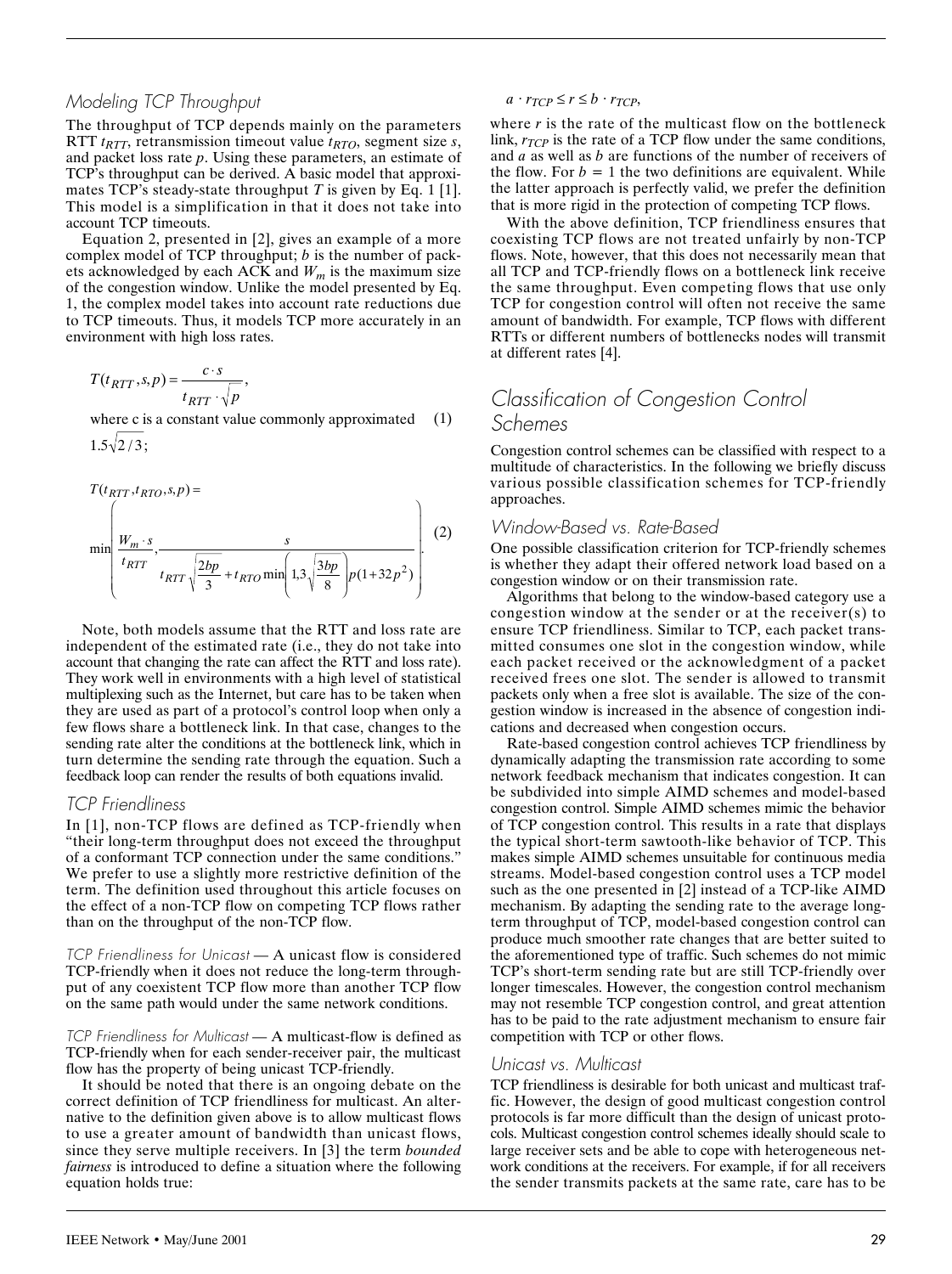### Modeling TCP Throughput

The throughput of TCP depends mainly on the parameters RTT $t_{RTT}$, retransmission timeout value $t_{RTO}$, segment size $s$, and packet loss rate $p$. Using these parameters, an estimate of TCP's throughput can be derived. A basic model that approximates TCP's steady-state throughput $T$ is given by Eq. 1 [1]. This model is a simplification in that it does not take into account TCP timeouts.

Equation 2, presented in [2], gives an example of a more complex model of TCP throughput; $b$ is the number of packets acknowledged by each ACK and $W_m$ is the maximum size of the congestion window. Unlike the model presented by Eq. 1, the complex model takes into account rate reductions due to TCP timeouts. Thus, it models TCP more accurately in an environment with high loss rates.

$$T(t_{RTT}, s, p) = \frac{c \cdot s}{t_{RTT} \cdot \sqrt{p}}, \tag{1}$$

where c is a constant value commonly approximated $1.5\sqrt{2/3}$;

$$T(t_{RTT}, t_{RTO}, s, p) = \min\left( \frac{W_m \cdot s}{t_{RTT}}, \frac{s}{t_{RTT}\sqrt{\frac{2bp}{3}} + t_{RTO}\min\left(1, 3\sqrt{\frac{3bp}{8}}\right)p(1+32p^2)} \right). \tag{2}$$

Note, both models assume that the RTT and loss rate are independent of the estimated rate (i.e., they do not take into account that changing the rate can affect the RTT and loss rate). They work well in environments with a high level of statistical multiplexing such as the Internet, but care has to be taken when they are used as part of a protocol's control loop when only a few flows share a bottleneck link. In that case, changes to the sending rate alter the conditions at the bottleneck link, which in turn determine the sending rate through the equation. Such a feedback loop can render the results of both equations invalid.

### TCP Friendliness

In [1], non-TCP flows are defined as TCP-friendly when "their long-term throughput does not exceed the throughput of a conformant TCP connection under the same conditions." We prefer to use a slightly more restrictive definition of the term. The definition used throughout this article focuses on the effect of a non-TCP flow on competing TCP flows rather than on the throughput of the non-TCP flow.

*TCP Friendliness for Unicast* — A unicast flow is considered TCP-friendly when it does not reduce the long-term throughput of any coexistent TCP flow more than another TCP flow on the same path would under the same network conditions.

*TCP Friendliness for Multicast* — A multicast-flow is defined as TCP-friendly when for each sender-receiver pair, the multicast flow has the property of being unicast TCP-friendly.

It should be noted that there is an ongoing debate on the correct definition of TCP friendliness for multicast. An alternative to the definition given above is to allow multicast flows to use a greater amount of bandwidth than unicast flows, since they serve multiple receivers. In [3] the term *bounded fairness* is introduced to define a situation where the following equation holds true:

$$a \cdot r_{TCP} \leq r \leq b \cdot r_{TCP},$$

where $r$ is the rate of the multicast flow on the bottleneck link, $r_{TCP}$ is the rate of a TCP flow under the same conditions, and $a$ as well as $b$ are functions of the number of receivers of the flow. For $b = 1$ the two definitions are equivalent. While the latter approach is perfectly valid, we prefer the definition that is more rigid in the protection of competing TCP flows.

With the above definition, TCP friendliness ensures that coexisting TCP flows are not treated unfairly by non-TCP flows. Note, however, that this does not necessarily mean that all TCP and TCP-friendly flows on a bottleneck link receive the same throughput. Even competing flows that use only TCP for congestion control will often not receive the same amount of bandwidth. For example, TCP flows with different RTTs or different numbers of bottlenecks nodes will transmit at different rates [4].

## Classification of Congestion Control Schemes

Congestion control schemes can be classified with respect to a multitude of characteristics. In the following we briefly discuss various possible classification schemes for TCP-friendly approaches.

### Window-Based vs. Rate-Based

One possible classification criterion for TCP-friendly schemes is whether they adapt their offered network load based on a congestion window or on their transmission rate.

Algorithms that belong to the window-based category use a congestion window at the sender or at the receiver(s) to ensure TCP friendliness. Similar to TCP, each packet transmitted consumes one slot in the congestion window, while each packet received or the acknowledgment of a packet received frees one slot. The sender is allowed to transmit packets only when a free slot is available. The size of the congestion window is increased in the absence of congestion indications and decreased when congestion occurs.

Rate-based congestion control achieves TCP friendliness by dynamically adapting the transmission rate according to some network feedback mechanism that indicates congestion. It can be subdivided into simple AIMD schemes and model-based congestion control. Simple AIMD schemes mimic the behavior of TCP congestion control. This results in a rate that displays the typical short-term sawtooth-like behavior of TCP. This makes simple AIMD schemes unsuitable for continuous media streams. Model-based congestion control uses a TCP model such as the one presented in [2] instead of a TCP-like AIMD mechanism. By adapting the sending rate to the average long-term throughput of TCP, model-based congestion control can produce much smoother rate changes that are better suited to the aforementioned type of traffic. Such schemes do not mimic TCP's short-term sending rate but are still TCP-friendly over longer timescales. However, the congestion control mechanism may not resemble TCP congestion control, and great attention has to be paid to the rate adjustment mechanism to ensure fair competition with TCP or other flows.

### Unicast vs. Multicast

TCP friendliness is desirable for both unicast and multicast traffic. However, the design of good multicast congestion control protocols is far more difficult than the design of unicast protocols. Multicast congestion control schemes ideally should scale to large receiver sets and be able to cope with heterogeneous network conditions at the receivers. For example, if for all receivers the sender transmits packets at the same rate, care has to be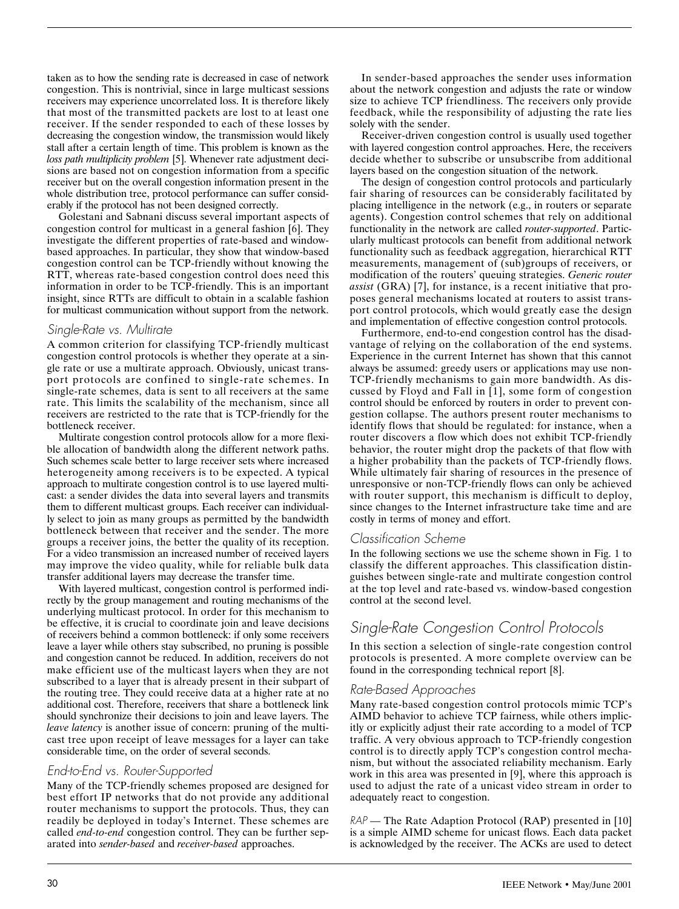taken as to how the sending rate is decreased in case of network congestion. This is nontrivial, since in large multicast sessions receivers may experience uncorrelated loss. It is therefore likely that most of the transmitted packets are lost to at least one receiver. If the sender responded to each of these losses by decreasing the congestion window, the transmission would likely stall after a certain length of time. This problem is known as the *loss path multiplicity problem* [5]. Whenever rate adjustment decisions are based not on congestion information from a specific receiver but on the overall congestion information present in the whole distribution tree, protocol performance can suffer considerably if the protocol has not been designed correctly.

Golestani and Sabnani discuss several important aspects of congestion control for multicast in a general fashion [6]. They investigate the different properties of rate-based and window-based approaches. In particular, they show that window-based congestion control can be TCP-friendly without knowing the RTT, whereas rate-based congestion control does need this information in order to be TCP-friendly. This is an important insight, since RTTs are difficult to obtain in a scalable fashion for multicast communication without support from the network.

### Single-Rate vs. Multirate

A common criterion for classifying TCP-friendly multicast congestion control protocols is whether they operate at a single rate or use a multirate approach. Obviously, unicast transport protocols are confined to single-rate schemes. In single-rate schemes, data is sent to all receivers at the same rate. This limits the scalability of the mechanism, since all receivers are restricted to the rate that is TCP-friendly for the bottleneck receiver.

Multirate congestion control protocols allow for a more flexible allocation of bandwidth along the different network paths. Such schemes scale better to large receiver sets where increased heterogeneity among receivers is to be expected. A typical approach to multirate congestion control is to use layered multicast: a sender divides the data into several layers and transmits them to different multicast groups. Each receiver can individually select to join as many groups as permitted by the bandwidth bottleneck between that receiver and the sender. The more groups a receiver joins, the better the quality of its reception. For a video transmission an increased number of received layers may improve the video quality, while for reliable bulk data transfer additional layers may decrease the transfer time.

With layered multicast, congestion control is performed indirectly by the group management and routing mechanisms of the underlying multicast protocol. In order for this mechanism to be effective, it is crucial to coordinate join and leave decisions of receivers behind a common bottleneck: if only some receivers leave a layer while others stay subscribed, no pruning is possible and congestion cannot be reduced. In addition, receivers do not make efficient use of the multicast layers when they are not subscribed to a layer that is already present in their subpart of the routing tree. They could receive data at a higher rate at no additional cost. Therefore, receivers that share a bottleneck link should synchronize their decisions to join and leave layers. The *leave latency* is another issue of concern: pruning of the multicast tree upon receipt of leave messages for a layer can take considerable time, on the order of several seconds.

### End-to-End vs. Router-Supported

Many of the TCP-friendly schemes proposed are designed for best effort IP networks that do not provide any additional router mechanisms to support the protocols. Thus, they can readily be deployed in today's Internet. These schemes are called *end-to-end* congestion control. They can be further separated into *sender-based* and *receiver-based* approaches.

In sender-based approaches the sender uses information about the network congestion and adjusts the rate or window size to achieve TCP friendliness. The receivers only provide feedback, while the responsibility of adjusting the rate lies solely with the sender.

Receiver-driven congestion control is usually used together with layered congestion control approaches. Here, the receivers decide whether to subscribe or unsubscribe from additional layers based on the congestion situation of the network.

The design of congestion control protocols and particularly fair sharing of resources can be considerably facilitated by placing intelligence in the network (e.g., in routers or separate agents). Congestion control schemes that rely on additional functionality in the network are called *router-supported*. Particularly multicast protocols can benefit from additional network functionality such as feedback aggregation, hierarchical RTT measurements, management of (sub)groups of receivers, or modification of the routers' queuing strategies. *Generic router assist* (GRA) [7], for instance, is a recent initiative that proposes general mechanisms located at routers to assist transport control protocols, which would greatly ease the design and implementation of effective congestion control protocols.

Furthermore, end-to-end congestion control has the disadvantage of relying on the collaboration of the end systems. Experience in the current Internet has shown that this cannot always be assumed: greedy users or applications may use non-TCP-friendly mechanisms to gain more bandwidth. As discussed by Floyd and Fall in [1], some form of congestion control should be enforced by routers in order to prevent congestion collapse. The authors present router mechanisms to identify flows that should be regulated: for instance, when a router discovers a flow which does not exhibit TCP-friendly behavior, the router might drop the packets of that flow with a higher probability than the packets of TCP-friendly flows. While ultimately fair sharing of resources in the presence of unresponsive or non-TCP-friendly flows can only be achieved with router support, this mechanism is difficult to deploy, since changes to the Internet infrastructure take time and are costly in terms of money and effort.

### Classification Scheme

In the following sections we use the scheme shown in Fig. 1 to classify the different approaches. This classification distinguishes between single-rate and multirate congestion control at the top level and rate-based vs. window-based congestion control at the second level.

## Single-Rate Congestion Control Protocols

In this section a selection of single-rate congestion control protocols is presented. A more complete overview can be found in the corresponding technical report [8].

### Rate-Based Approaches

Many rate-based congestion control protocols mimic TCP's AIMD behavior to achieve TCP fairness, while others implicitly or explicitly adjust their rate according to a model of TCP traffic. A very obvious approach to TCP-friendly congestion control is to directly apply TCP's congestion control mechanism, but without the associated reliability mechanism. Early work in this area was presented in [9], where this approach is used to adjust the rate of a unicast video stream in order to adequately react to congestion.

*RAP* — The Rate Adaption Protocol (RAP) presented in [10] is a simple AIMD scheme for unicast flows. Each data packet is acknowledged by the receiver. The ACKs are used to detect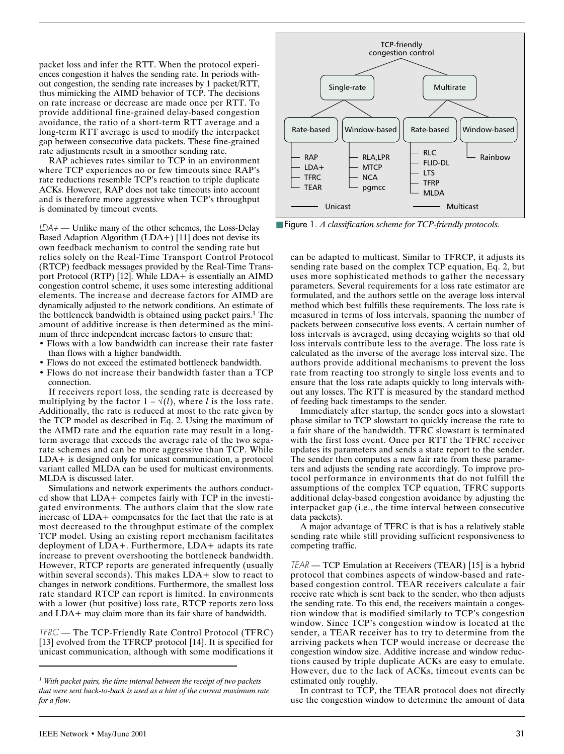packet loss and infer the RTT. When the protocol experiences congestion it halves the sending rate. In periods without congestion, the sending rate increases by 1 packet/RTT, thus mimicking the AIMD behavior of TCP. The decisions on rate increase or decrease are made once per RTT. To provide additional fine-grained delay-based congestion avoidance, the ratio of a short-term RTT average and a long-term RTT average is used to modify the interpacket gap between consecutive data packets. These fine-grained rate adjustments result in a smoother sending rate.

RAP achieves rates similar to TCP in an environment where TCP experiences no or few timeouts since RAP's rate reductions resemble TCP's reaction to triple duplicate ACKs. However, RAP does not take timeouts into account and is therefore more aggressive when TCP's throughput is dominated by timeout events.

*LDA+* — Unlike many of the other schemes, the Loss-Delay Based Adaption Algorithm (LDA+) [11] does not devise its own feedback mechanism to control the sending rate but relies solely on the Real-Time Transport Control Protocol (RTCP) feedback messages provided by the Real-Time Transport Protocol (RTP) [12]. While LDA+ is essentially an AIMD congestion control scheme, it uses some interesting additional elements. The increase and decrease factors for AIMD are dynamically adjusted to the network conditions. An estimate of the bottleneck bandwidth is obtained using packet pairs.[1] The amount of additive increase is then determined as the minimum of three independent increase factors to ensure that:

- Flows with a low bandwidth can increase their rate faster than flows with a higher bandwidth.
- Flows do not exceed the estimated bottleneck bandwidth.
- Flows do not increase their bandwidth faster than a TCP connection.

If receivers report loss, the sending rate is decreased by multiplying by the factor $1 - \sqrt{(l)}$, where $l$ is the loss rate. Additionally, the rate is reduced at most to the rate given by the TCP model as described in Eq. 2. Using the maximum of the AIMD rate and the equation rate may result in a long-term average that exceeds the average rate of the two separate schemes and can be more aggressive than TCP. While LDA+ is designed only for unicast communication, a protocol variant called MLDA can be used for multicast environments. MLDA is discussed later.

Simulations and network experiments the authors conducted show that LDA+ competes fairly with TCP in the investigated environments. The authors claim that the slow rate increase of LDA+ compensates for the fact that the rate is at most decreased to the throughput estimate of the complex TCP model. Using an existing report mechanism facilitates deployment of LDA+. Furthermore, LDA+ adapts its rate increase to prevent overshooting the bottleneck bandwidth. However, RTCP reports are generated infrequently (usually within several seconds). This makes LDA+ slow to react to changes in network conditions. Furthermore, the smallest loss rate standard RTCP can report is limited. In environments with a lower (but positive) loss rate, RTCP reports zero loss and LDA+ may claim more than its fair share of bandwidth.

*TFRC* — The TCP-Friendly Rate Control Protocol (TFRC) [13] evolved from the TFRCP protocol [14]. It is specified for unicast communication, although with some modifications it can be adapted to multicast. Similar to TFRCP, it adjusts its sending rate based on the complex TCP equation, Eq. 2, but uses more sophisticated methods to gather the necessary parameters. Several requirements for a loss rate estimator are formulated, and the authors settle on the average loss interval method which best fulfills these requirements. The loss rate is measured in terms of loss intervals, spanning the number of packets between consecutive loss events. A certain number of loss intervals is averaged, using decaying weights so that old loss intervals contribute less to the average. The loss rate is calculated as the inverse of the average loss interval size. The authors provide additional mechanisms to prevent the loss rate from reacting too strongly to single loss events and to ensure that the loss rate adapts quickly to long intervals without any losses. The RTT is measured by the standard method of feeding back timestamps to the sender.

Immediately after startup, the sender goes into a slowstart phase similar to TCP slowstart to quickly increase the rate to a fair share of the bandwidth. TFRC slowstart is terminated with the first loss event. Once per RTT the TFRC receiver updates its parameters and sends a state report to the sender. The sender then computes a new fair rate from these parameters and adjusts the sending rate accordingly. To improve protocol performance in environments that do not fulfill the assumptions of the complex TCP equation, TFRC supports additional delay-based congestion avoidance by adjusting the interpacket gap (i.e., the time interval between consecutive data packets).

A major advantage of TFRC is that is has a relatively stable sending rate while still providing sufficient responsiveness to competing traffic.

*TEAR* — TCP Emulation at Receivers (TEAR) [15] is a hybrid protocol that combines aspects of window-based and rate-based congestion control. TEAR receivers calculate a fair receive rate which is sent back to the sender, who then adjusts the sending rate. To this end, the receivers maintain a congestion window that is modified similarly to TCP's congestion window. Since TCP's congestion window is located at the sender, a TEAR receiver has to try to determine from the arriving packets when TCP would increase or decrease the congestion window size. Additive increase and window reductions caused by triple duplicate ACKs are easy to emulate. However, due to the lack of ACKs, timeout events can be estimated only roughly.

In contrast to TCP, the TEAR protocol does not directly use the congestion window to determine the amount of data

TCP-friendly congestion control
- Single-rate
  - Rate-based: RAP, LDA+, TFRC, TEAR
  - Window-based: RLA, LPR, MTCP, NCA, pgmcc
- Multirate
  - Rate-based: RLC, FLID-DL, LTS, TFRP, MLDA
  - Window-based: Rainbow

(Unicast / Multicast)

**Figure 1.** *A classification scheme for TCP-friendly protocols.*

[1] *With packet pairs, the time interval between the receipt of two packets that were sent back-to-back is used as a hint of the current maximum rate for a flow.*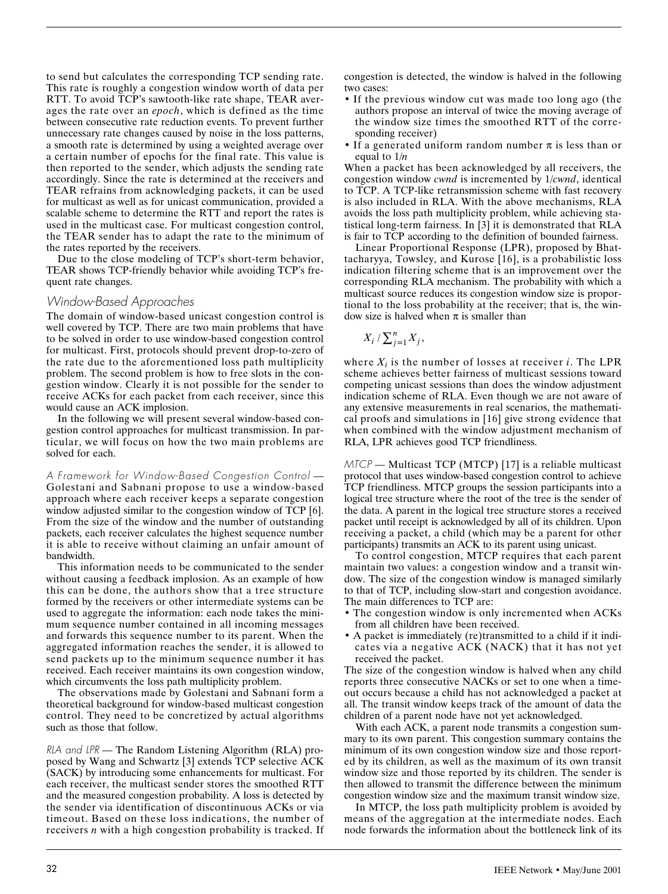to send but calculates the corresponding TCP sending rate. This rate is roughly a congestion window worth of data per RTT. To avoid TCP's sawtooth-like rate shape, TEAR averages the rate over an *epoch*, which is defined as the time between consecutive rate reduction events. To prevent further unnecessary rate changes caused by noise in the loss patterns, a smooth rate is determined by using a weighted average over a certain number of epochs for the final rate. This value is then reported to the sender, which adjusts the sending rate accordingly. Since the rate is determined at the receivers and TEAR refrains from acknowledging packets, it can be used for multicast as well as for unicast communication, provided a scalable scheme to determine the RTT and report the rates is used in the multicast case. For multicast congestion control, the TEAR sender has to adapt the rate to the minimum of the rates reported by the receivers.

Due to the close modeling of TCP's short-term behavior, TEAR shows TCP-friendly behavior while avoiding TCP's frequent rate changes.

## Window-Based Approaches

The domain of window-based unicast congestion control is well covered by TCP. There are two main problems that have to be solved in order to use window-based congestion control for multicast. First, protocols should prevent drop-to-zero of the rate due to the aforementioned loss path multiplicity problem. The second problem is how to free slots in the congestion window. Clearly it is not possible for the sender to receive ACKs for each packet from each receiver, since this would cause an ACK implosion.

In the following we will present several window-based congestion control approaches for multicast transmission. In particular, we will focus on how the two main problems are solved for each.

*A Framework for Window-Based Congestion Control* — Golestani and Sabnani propose to use a window-based approach where each receiver keeps a separate congestion window adjusted similar to the congestion window of TCP [6]. From the size of the window and the number of outstanding packets, each receiver calculates the highest sequence number it is able to receive without claiming an unfair amount of bandwidth.

This information needs to be communicated to the sender without causing a feedback implosion. As an example of how this can be done, the authors show that a tree structure formed by the receivers or other intermediate systems can be used to aggregate the information: each node takes the minimum sequence number contained in all incoming messages and forwards this sequence number to its parent. When the aggregated information reaches the sender, it is allowed to send packets up to the minimum sequence number it has received. Each receiver maintains its own congestion window, which circumvents the loss path multiplicity problem.

The observations made by Golestani and Sabnani form a theoretical background for window-based multicast congestion control. They need to be concretized by actual algorithms such as those that follow.

*RLA and LPR* — The Random Listening Algorithm (RLA) proposed by Wang and Schwartz [3] extends TCP selective ACK (SACK) by introducing some enhancements for multicast. For each receiver, the multicast sender stores the smoothed RTT and the measured congestion probability. A loss is detected by the sender via identification of discontinuous ACKs or via timeout. Based on these loss indications, the number of receivers $n$ with a high congestion probability is tracked. If congestion is detected, the window is halved in the following two cases:

- If the previous window cut was made too long ago (the authors propose an interval of twice the moving average of the window size times the smoothed RTT of the corresponding receiver)
- If a generated uniform random number $\pi$ is less than or equal to $1/n$

When a packet has been acknowledged by all receivers, the congestion window *cwnd* is incremented by 1/*cwnd*, identical to TCP. A TCP-like retransmission scheme with fast recovery is also included in RLA. With the above mechanisms, RLA avoids the loss path multiplicity problem, while achieving statistical long-term fairness. In [3] it is demonstrated that RLA is fair to TCP according to the definition of bounded fairness.

Linear Proportional Response (LPR), proposed by Bhattacharyya, Towsley, and Kurose [16], is a probabilistic loss indication filtering scheme that is an improvement over the corresponding RLA mechanism. The probability with which a multicast source reduces its congestion window size is proportional to the loss probability at the receiver; that is, the window size is halved when $\pi$ is smaller than

$$X_i / \sum_{j=1}^{n} X_j,$$

where $X_i$ is the number of losses at receiver $i$. The LPR scheme achieves better fairness of multicast sessions toward competing unicast sessions than does the window adjustment indication scheme of RLA. Even though we are not aware of any extensive measurements in real scenarios, the mathematical proofs and simulations in [16] give strong evidence that when combined with the window adjustment mechanism of RLA, LPR achieves good TCP friendliness.

*MTCP* — Multicast TCP (MTCP) [17] is a reliable multicast protocol that uses window-based congestion control to achieve TCP friendliness. MTCP groups the session participants into a logical tree structure where the root of the tree is the sender of the data. A parent in the logical tree structure stores a received packet until receipt is acknowledged by all of its children. Upon receiving a packet, a child (which may be a parent for other participants) transmits an ACK to its parent using unicast.

To control congestion, MTCP requires that each parent maintain two values: a congestion window and a transit window. The size of the congestion window is managed similarly to that of TCP, including slow-start and congestion avoidance. The main differences to TCP are:

- The congestion window is only incremented when ACKs from all children have been received.
- A packet is immediately (re)transmitted to a child if it indicates via a negative ACK (NACK) that it has not yet received the packet.

The size of the congestion window is halved when any child reports three consecutive NACKs or set to one when a timeout occurs because a child has not acknowledged a packet at all. The transit window keeps track of the amount of data the children of a parent node have not yet acknowledged.

With each ACK, a parent node transmits a congestion summary to its own parent. This congestion summary contains the minimum of its own congestion window size and those reported by its children, as well as the maximum of its own transit window size and those reported by its children. The sender is then allowed to transmit the difference between the minimum congestion window size and the maximum transit window size.

In MTCP, the loss path multiplicity problem is avoided by means of the aggregation at the intermediate nodes. Each node forwards the information about the bottleneck link of its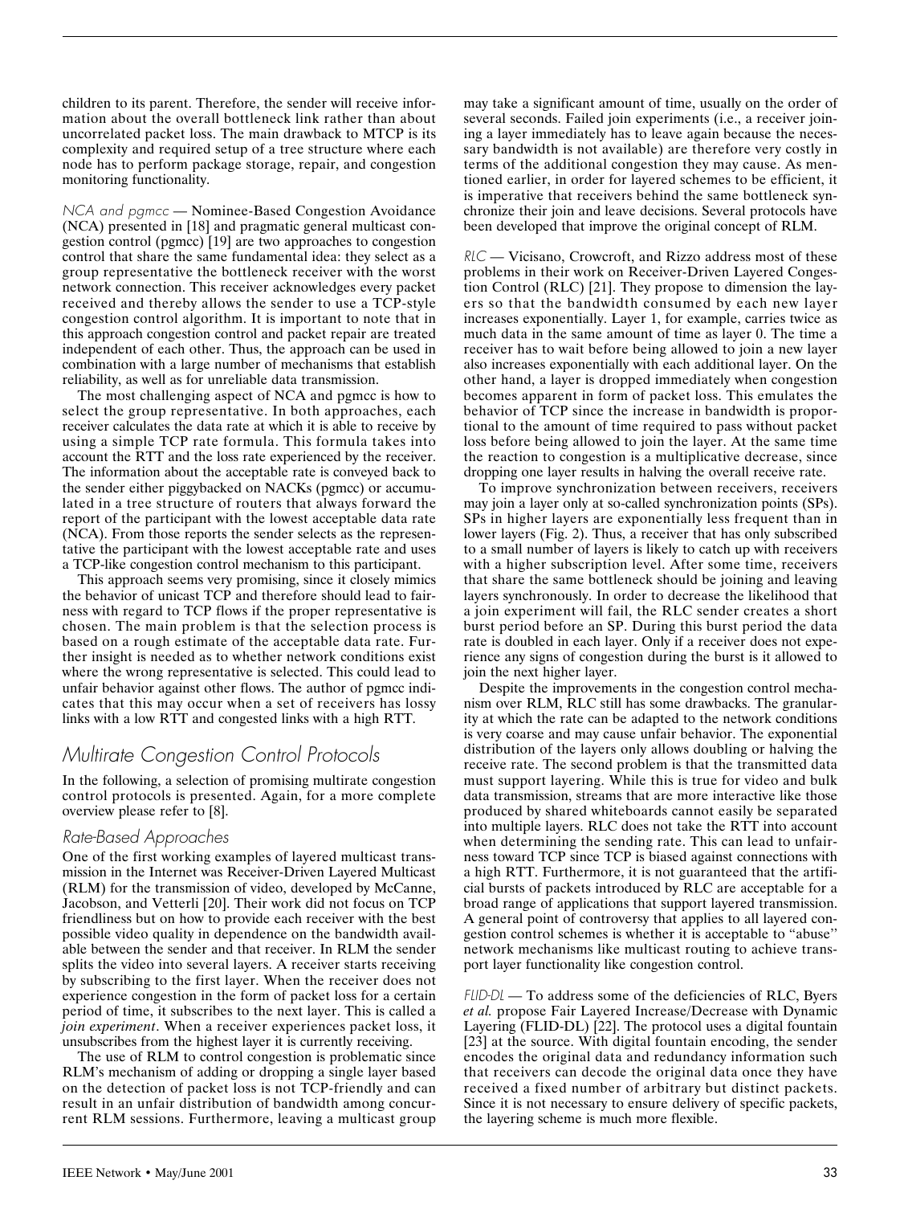children to its parent. Therefore, the sender will receive information about the overall bottleneck link rather than about uncorrelated packet loss. The main drawback to MTCP is its complexity and required setup of a tree structure where each node has to perform package storage, repair, and congestion monitoring functionality.

*NCA and pgmcc* — Nominee-Based Congestion Avoidance (NCA) presented in [18] and pragmatic general multicast congestion control (pgmcc) [19] are two approaches to congestion control that share the same fundamental idea: they select as a group representative the bottleneck receiver with the worst network connection. This receiver acknowledges every packet received and thereby allows the sender to use a TCP-style congestion control algorithm. It is important to note that in this approach congestion control and packet repair are treated independent of each other. Thus, the approach can be used in combination with a large number of mechanisms that establish reliability, as well as for unreliable data transmission.

The most challenging aspect of NCA and pgmcc is how to select the group representative. In both approaches, each receiver calculates the data rate at which it is able to receive by using a simple TCP rate formula. This formula takes into account the RTT and the loss rate experienced by the receiver. The information about the acceptable rate is conveyed back to the sender either piggybacked on NACKs (pgmcc) or accumulated in a tree structure of routers that always forward the report of the participant with the lowest acceptable data rate (NCA). From those reports the sender selects as the representative the participant with the lowest acceptable rate and uses a TCP-like congestion control mechanism to this participant.

This approach seems very promising, since it closely mimics the behavior of unicast TCP and therefore should lead to fairness with regard to TCP flows if the proper representative is chosen. The main problem is that the selection process is based on a rough estimate of the acceptable data rate. Further insight is needed as to whether network conditions exist where the wrong representative is selected. This could lead to unfair behavior against other flows. The author of pgmcc indicates that this may occur when a set of receivers has lossy links with a low RTT and congested links with a high RTT.

## Multirate Congestion Control Protocols

In the following, a selection of promising multirate congestion control protocols is presented. Again, for a more complete overview please refer to [8].

### Rate-Based Approaches

One of the first working examples of layered multicast transmission in the Internet was Receiver-Driven Layered Multicast (RLM) for the transmission of video, developed by McCanne, Jacobson, and Vetterli [20]. Their work did not focus on TCP friendliness but on how to provide each receiver with the best possible video quality in dependence on the bandwidth available between the sender and that receiver. In RLM the sender splits the video into several layers. A receiver starts receiving by subscribing to the first layer. When the receiver does not experience congestion in the form of packet loss for a certain period of time, it subscribes to the next layer. This is called a *join experiment*. When a receiver experiences packet loss, it unsubscribes from the highest layer it is currently receiving.

The use of RLM to control congestion is problematic since RLM's mechanism of adding or dropping a single layer based on the detection of packet loss is not TCP-friendly and can result in an unfair distribution of bandwidth among concurrent RLM sessions. Furthermore, leaving a multicast group may take a significant amount of time, usually on the order of several seconds. Failed join experiments (i.e., a receiver joining a layer immediately has to leave again because the necessary bandwidth is not available) are therefore very costly in terms of the additional congestion they may cause. As mentioned earlier, in order for layered schemes to be efficient, it is imperative that receivers behind the same bottleneck synchronize their join and leave decisions. Several protocols have been developed that improve the original concept of RLM.

*RLC* — Vicisano, Crowcroft, and Rizzo address most of these problems in their work on Receiver-Driven Layered Congestion Control (RLC) [21]. They propose to dimension the layers so that the bandwidth consumed by each new layer increases exponentially. Layer 1, for example, carries twice as much data in the same amount of time as layer 0. The time a receiver has to wait before being allowed to join a new layer also increases exponentially with each additional layer. On the other hand, a layer is dropped immediately when congestion becomes apparent in form of packet loss. This emulates the behavior of TCP since the increase in bandwidth is proportional to the amount of time required to pass without packet loss before being allowed to join the layer. At the same time the reaction to congestion is a multiplicative decrease, since dropping one layer results in halving the overall receive rate.

To improve synchronization between receivers, receivers may join a layer only at so-called synchronization points (SPs). SPs in higher layers are exponentially less frequent than in lower layers (Fig. 2). Thus, a receiver that has only subscribed to a small number of layers is likely to catch up with receivers with a higher subscription level. After some time, receivers that share the same bottleneck should be joining and leaving layers synchronously. In order to decrease the likelihood that a join experiment will fail, the RLC sender creates a short burst period before an SP. During this burst period the data rate is doubled in each layer. Only if a receiver does not experience any signs of congestion during the burst is it allowed to join the next higher layer.

Despite the improvements in the congestion control mechanism over RLM, RLC still has some drawbacks. The granularity at which the rate can be adapted to the network conditions is very coarse and may cause unfair behavior. The exponential distribution of the layers only allows doubling or halving the receive rate. The second problem is that the transmitted data must support layering. While this is true for video and bulk data transmission, streams that are more interactive like those produced by shared whiteboards cannot easily be separated into multiple layers. RLC does not take the RTT into account when determining the sending rate. This can lead to unfairness toward TCP since TCP is biased against connections with a high RTT. Furthermore, it is not guaranteed that the artificial bursts of packets introduced by RLC are acceptable for a broad range of applications that support layered transmission. A general point of controversy that applies to all layered congestion control schemes is whether it is acceptable to "abuse" network mechanisms like multicast routing to achieve transport layer functionality like congestion control.

*FLID-DL* — To address some of the deficiencies of RLC, Byers *et al.* propose Fair Layered Increase/Decrease with Dynamic Layering (FLID-DL) [22]. The protocol uses a digital fountain [23] at the source. With digital fountain encoding, the sender encodes the original data and redundancy information such that receivers can decode the original data once they have received a fixed number of arbitrary but distinct packets. Since it is not necessary to ensure delivery of specific packets, the layering scheme is much more flexible.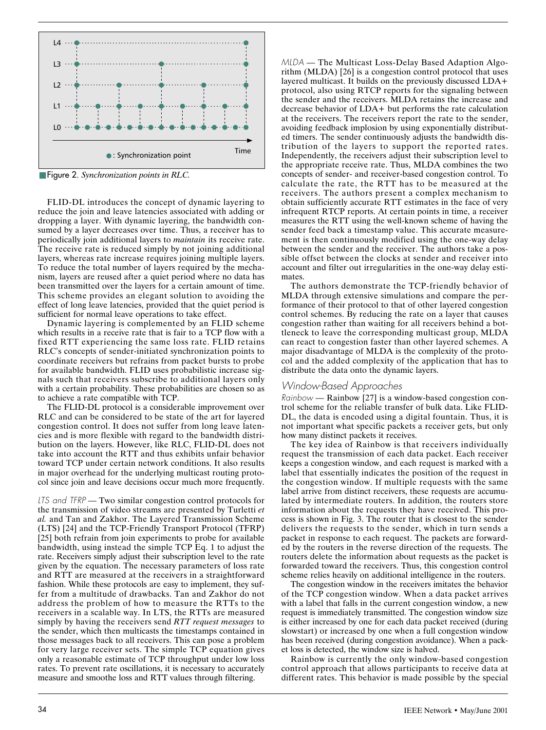L4

L3

L2

L1

L0

Time

●: Synchronization point

Figure 2. *Synchronization points in RLC.*

FLID-DL introduces the concept of dynamic layering to reduce the join and leave latencies associated with adding or dropping a layer. With dynamic layering, the bandwidth consumed by a layer decreases over time. Thus, a receiver has to periodically join additional layers to *maintain* its receive rate. The receive rate is reduced simply by not joining additional layers, whereas rate increase requires joining multiple layers. To reduce the total number of layers required by the mechanism, layers are reused after a quiet period where no data has been transmitted over the layers for a certain amount of time. This scheme provides an elegant solution to avoiding the effect of long leave latencies, provided that the quiet period is sufficient for normal leave operations to take effect.

Dynamic layering is complemented by an FLID scheme which results in a receive rate that is fair to a TCP flow with a fixed RTT experiencing the same loss rate. FLID retains RLC's concepts of sender-initiated synchronization points to coordinate receivers but refrains from packet bursts to probe for available bandwidth. FLID uses probabilistic increase signals such that receivers subscribe to additional layers only with a certain probability. These probabilities are chosen so as to achieve a rate compatible with TCP.

The FLID-DL protocol is a considerable improvement over RLC and can be considered to be state of the art for layered congestion control. It does not suffer from long leave latencies and is more flexible with regard to the bandwidth distribution on the layers. However, like RLC, FLID-DL does not take into account the RTT and thus exhibits unfair behavior toward TCP under certain network conditions. It also results in major overhead for the underlying multicast routing protocol since join and leave decisions occur much more frequently.

*LTS and TFRP* — Two similar congestion control protocols for the transmission of video streams are presented by Turletti *et al.* and Tan and Zakhor. The Layered Transmission Scheme (LTS) [24] and the TCP-Friendly Transport Protocol (TFRP) [25] both refrain from join experiments to probe for available bandwidth, using instead the simple TCP Eq. 1 to adjust the rate. Receivers simply adjust their subscription level to the rate given by the equation. The necessary parameters of loss rate and RTT are measured at the receivers in a straightforward fashion. While these protocols are easy to implement, they suffer from a multitude of drawbacks. Tan and Zakhor do not address the problem of how to measure the RTTs to the receivers in a scalable way. In LTS, the RTTs are measured simply by having the receivers send *RTT request messages* to the sender, which then multicasts the timestamps contained in those messages back to all receivers. This can pose a problem for very large receiver sets. The simple TCP equation gives only a reasonable estimate of TCP throughput under low loss rates. To prevent rate oscillations, it is necessary to accurately measure and smoothe loss and RTT values through filtering.

*MLDA* — The Multicast Loss-Delay Based Adaption Algorithm (MLDA) [26] is a congestion control protocol that uses layered multicast. It builds on the previously discussed LDA+ protocol, also using RTCP reports for the signaling between the sender and the receivers. MLDA retains the increase and decrease behavior of LDA+ but performs the rate calculation at the receivers. The receivers report the rate to the sender, avoiding feedback implosion by using exponentially distributed timers. The sender continuously adjusts the bandwidth distribution of the layers to support the reported rates. Independently, the receivers adjust their subscription level to the appropriate receive rate. Thus, MLDA combines the two concepts of sender- and receiver-based congestion control. To calculate the rate, the RTT has to be measured at the receivers. The authors present a complex mechanism to obtain sufficiently accurate RTT estimates in the face of very infrequent RTCP reports. At certain points in time, a receiver measures the RTT using the well-known scheme of having the sender feed back a timestamp value. This accurate measurement is then continuously modified using the one-way delay between the sender and the receiver. The authors take a possible offset between the clocks at sender and receiver into account and filter out irregularities in the one-way delay estimates.

The authors demonstrate the TCP-friendly behavior of MLDA through extensive simulations and compare the performance of their protocol to that of other layered congestion control schemes. By reducing the rate on a layer that causes congestion rather than waiting for all receivers behind a bottleneck to leave the corresponding multicast group, MLDA can react to congestion faster than other layered schemes. A major disadvantage of MLDA is the complexity of the protocol and the added complexity of the application that has to distribute the data onto the dynamic layers.

### Window-Based Approaches

*Rainbow* — Rainbow [27] is a window-based congestion control scheme for the reliable transfer of bulk data. Like FLID-DL, the data is encoded using a digital fountain. Thus, it is not important what specific packets a receiver gets, but only how many distinct packets it receives.

The key idea of Rainbow is that receivers individually request the transmission of each data packet. Each receiver keeps a congestion window, and each request is marked with a label that essentially indicates the position of the request in the congestion window. If multiple requests with the same label arrive from distinct receivers, these requests are accumulated by intermediate routers. In addition, the routers store information about the requests they have received. This process is shown in Fig. 3. The router that is closest to the sender delivers the requests to the sender, which in turn sends a packet in response to each request. The packets are forwarded by the routers in the reverse direction of the requests. The routers delete the information about requests as the packet is forwarded toward the receivers. Thus, this congestion control scheme relies heavily on additional intelligence in the routers.

The congestion window in the receivers imitates the behavior of the TCP congestion window. When a data packet arrives with a label that falls in the current congestion window, a new request is immediately transmitted. The congestion window size is either increased by one for each data packet received (during slowstart) or increased by one when a full congestion window has been received (during congestion avoidance). When a packet loss is detected, the window size is halved.

Rainbow is currently the only window-based congestion control approach that allows participants to receive data at different rates. This behavior is made possible by the special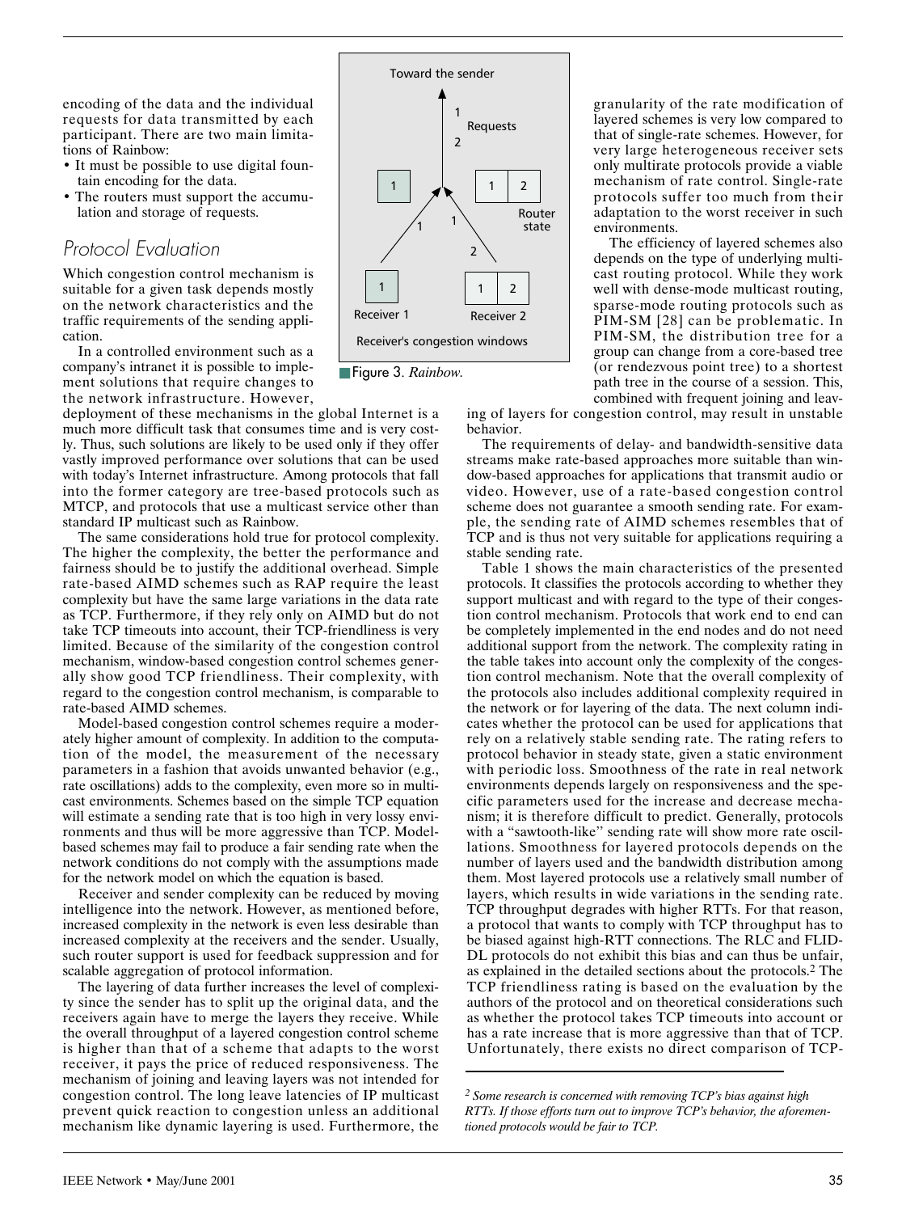encoding of the data and the individual requests for data transmitted by each participant. There are two main limitations of Rainbow:

- It must be possible to use digital fountain encoding for the data.
- The routers must support the accumulation and storage of requests.

Figure 3. *Rainbow.*

## Protocol Evaluation

Which congestion control mechanism is suitable for a given task depends mostly on the network characteristics and the traffic requirements of the sending application.

In a controlled environment such as a company's intranet it is possible to implement solutions that require changes to the network infrastructure. However, deployment of these mechanisms in the global Internet is a much more difficult task that consumes time and is very costly. Thus, such solutions are likely to be used only if they offer vastly improved performance over solutions that can be used with today's Internet infrastructure. Among protocols that fall into the former category are tree-based protocols such as MTCP, and protocols that use a multicast service other than standard IP multicast such as Rainbow.

The same considerations hold true for protocol complexity. The higher the complexity, the better the performance and fairness should be to justify the additional overhead. Simple rate-based AIMD schemes such as RAP require the least complexity but have the same large variations in the data rate as TCP. Furthermore, if they rely only on AIMD but do not take TCP timeouts into account, their TCP-friendliness is very limited. Because of the similarity of the congestion control mechanism, window-based congestion control schemes generally show good TCP friendliness. Their complexity, with regard to the congestion control mechanism, is comparable to rate-based AIMD schemes.

Model-based congestion control schemes require a moderately higher amount of complexity. In addition to the computation of the model, the measurement of the necessary parameters in a fashion that avoids unwanted behavior (e.g., rate oscillations) adds to the complexity, even more so in multicast environments. Schemes based on the simple TCP equation will estimate a sending rate that is too high in very lossy environments and thus will be more aggressive than TCP. Model-based schemes may fail to produce a fair sending rate when the network conditions do not comply with the assumptions made for the network model on which the equation is based.

Receiver and sender complexity can be reduced by moving intelligence into the network. However, as mentioned before, increased complexity in the network is even less desirable than increased complexity at the receivers and the sender. Usually, such router support is used for feedback suppression and for scalable aggregation of protocol information.

The layering of data further increases the level of complexity since the sender has to split up the original data, and the receivers again have to merge the layers they receive. While the overall throughput of a layered congestion control scheme is higher than that of a scheme that adapts to the worst receiver, it pays the price of reduced responsiveness. The mechanism of joining and leaving layers was not intended for congestion control. The long leave latencies of IP multicast prevent quick reaction to congestion unless an additional mechanism like dynamic layering is used. Furthermore, the granularity of the rate modification of layered schemes is very low compared to that of single-rate schemes. However, for very large heterogeneous receiver sets only multirate protocols provide a viable mechanism of rate control. Single-rate protocols suffer too much from their adaptation to the worst receiver in such environments.

The efficiency of layered schemes also depends on the type of underlying multicast routing protocol. While they work well with dense-mode multicast routing, sparse-mode routing protocols such as PIM-SM [28] can be problematic. In PIM-SM, the distribution tree for a group can change from a core-based tree (or rendezvous point tree) to a shortest path tree in the course of a session. This, combined with frequent joining and leaving of layers for congestion control, may result in unstable behavior.

The requirements of delay- and bandwidth-sensitive data streams make rate-based approaches more suitable than window-based approaches for applications that transmit audio or video. However, use of a rate-based congestion control scheme does not guarantee a smooth sending rate. For example, the sending rate of AIMD schemes resembles that of TCP and is thus not very suitable for applications requiring a stable sending rate.

Table 1 shows the main characteristics of the presented protocols. It classifies the protocols according to whether they support multicast and with regard to the type of their congestion control mechanism. Protocols that work end to end can be completely implemented in the end nodes and do not need additional support from the network. The complexity rating in the table takes into account only the complexity of the congestion control mechanism. Note that the overall complexity of the protocols also includes additional complexity required in the network or for layering of the data. The next column indicates whether the protocol can be used for applications that rely on a relatively stable sending rate. The rating refers to protocol behavior in steady state, given a static environment with periodic loss. Smoothness of the rate in real network environments depends largely on responsiveness and the specific parameters used for the increase and decrease mechanism; it is therefore difficult to predict. Generally, protocols with a "sawtooth-like" sending rate will show more rate oscillations. Smoothness for layered protocols depends on the number of layers used and the bandwidth distribution among them. Most layered protocols use a relatively small number of layers, which results in wide variations in the sending rate. TCP throughput degrades with higher RTTs. For that reason, a protocol that wants to comply with TCP throughput has to be biased against high-RTT connections. The RLC and FLID-DL protocols do not exhibit this bias and can thus be unfair, as explained in the detailed sections about the protocols.[2] The TCP friendliness rating is based on the evaluation by the authors of the protocol and on theoretical considerations such as whether the protocol takes TCP timeouts into account or has a rate increase that is more aggressive than that of TCP. Unfortunately, there exists no direct comparison of TCP-

[2] *Some research is concerned with removing TCP's bias against high RTTs. If those efforts turn out to improve TCP's behavior, the aforementioned protocols would be fair to TCP.*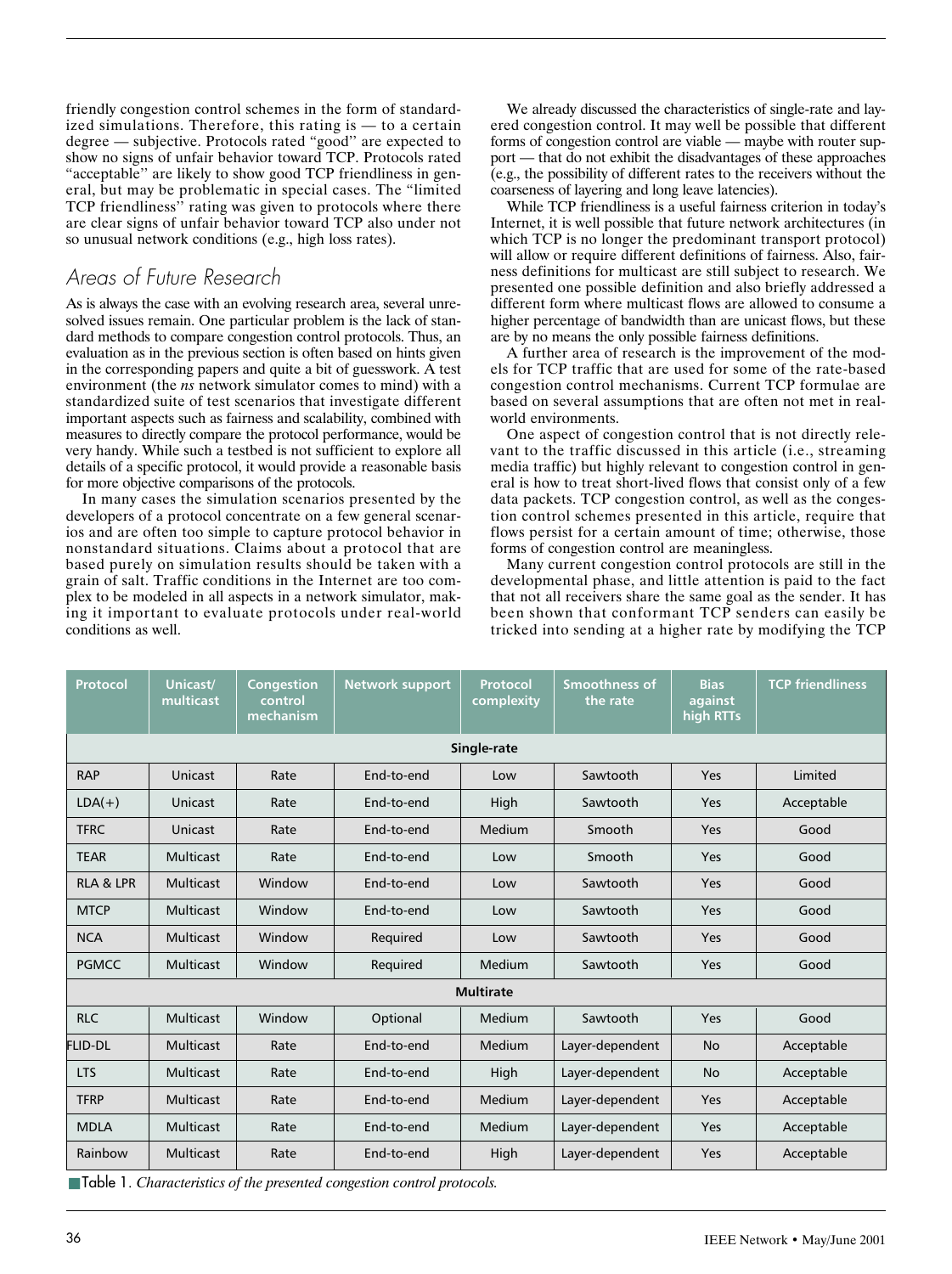friendly congestion control schemes in the form of standardized simulations. Therefore, this rating is — to a certain degree — subjective. Protocols rated "good" are expected to show no signs of unfair behavior toward TCP. Protocols rated "acceptable" are likely to show good TCP friendliness in general, but may be problematic in special cases. The "limited TCP friendliness" rating was given to protocols where there are clear signs of unfair behavior toward TCP also under not so unusual network conditions (e.g., high loss rates).

## Areas of Future Research

As is always the case with an evolving research area, several unresolved issues remain. One particular problem is the lack of standard methods to compare congestion control protocols. Thus, an evaluation as in the previous section is often based on hints given in the corresponding papers and quite a bit of guesswork. A test environment (the *ns* network simulator comes to mind) with a standardized suite of test scenarios that investigate different important aspects such as fairness and scalability, combined with measures to directly compare the protocol performance, would be very handy. While such a testbed is not sufficient to explore all details of a specific protocol, it would provide a reasonable basis for more objective comparisons of the protocols.

In many cases the simulation scenarios presented by the developers of a protocol concentrate on a few general scenarios and are often too simple to capture protocol behavior in nonstandard situations. Claims about a protocol that are based purely on simulation results should be taken with a grain of salt. Traffic conditions in the Internet are too complex to be modeled in all aspects in a network simulator, making it important to evaluate protocols under real-world conditions as well.

We already discussed the characteristics of single-rate and layered congestion control. It may well be possible that different forms of congestion control are viable — maybe with router support — that do not exhibit the disadvantages of these approaches (e.g., the possibility of different rates to the receivers without the coarseness of layering and long leave latencies).

While TCP friendliness is a useful fairness criterion in today's Internet, it is well possible that future network architectures (in which TCP is no longer the predominant transport protocol) will allow or require different definitions of fairness. Also, fairness definitions for multicast are still subject to research. We presented one possible definition and also briefly addressed a different form where multicast flows are allowed to consume a higher percentage of bandwidth than are unicast flows, but these are by no means the only possible fairness definitions.

A further area of research is the improvement of the models for TCP traffic that are used for some of the rate-based congestion control mechanisms. Current TCP formulae are based on several assumptions that are often not met in real-world environments.

One aspect of congestion control that is not directly relevant to the traffic discussed in this article (i.e., streaming media traffic) but highly relevant to congestion control in general is how to treat short-lived flows that consist only of a few data packets. TCP congestion control, as well as the congestion control schemes presented in this article, require that flows persist for a certain amount of time; otherwise, those forms of congestion control are meaningless.

Many current congestion control protocols are still in the developmental phase, and little attention is paid to the fact that not all receivers share the same goal as the sender. It has been shown that conformant TCP senders can easily be tricked into sending at a higher rate by modifying the TCP

| Protocol | Unicast/ multicast | Congestion control mechanism | Network support | Protocol complexity | Smoothness of the rate | Bias against high RTTs | TCP friendliness |
|---|---|---|---|---|---|---|---|
| **Single-rate** | | | | | | | |
| RAP | Unicast | Rate | End-to-end | Low | Sawtooth | Yes | Limited |
| LDA(+) | Unicast | Rate | End-to-end | High | Sawtooth | Yes | Acceptable |
| TFRC | Unicast | Rate | End-to-end | Medium | Smooth | Yes | Good |
| TEAR | Multicast | Rate | End-to-end | Low | Smooth | Yes | Good |
| RLA & LPR | Multicast | Window | End-to-end | Low | Sawtooth | Yes | Good |
| MTCP | Multicast | Window | End-to-end | Low | Sawtooth | Yes | Good |
| NCA | Multicast | Window | Required | Low | Sawtooth | Yes | Good |
| PGMCC | Multicast | Window | Required | Medium | Sawtooth | Yes | Good |
| **Multirate** | | | | | | | |
| RLC | Multicast | Window | Optional | Medium | Sawtooth | Yes | Good |
| FLID-DL | Multicast | Rate | End-to-end | Medium | Layer-dependent | No | Acceptable |
| LTS | Multicast | Rate | End-to-end | High | Layer-dependent | No | Acceptable |
| TFRP | Multicast | Rate | End-to-end | Medium | Layer-dependent | Yes | Acceptable |
| MDLA | Multicast | Rate | End-to-end | Medium | Layer-dependent | Yes | Acceptable |
| Rainbow | Multicast | Rate | End-to-end | High | Layer-dependent | Yes | Acceptable |

Table 1. *Characteristics of the presented congestion control protocols.*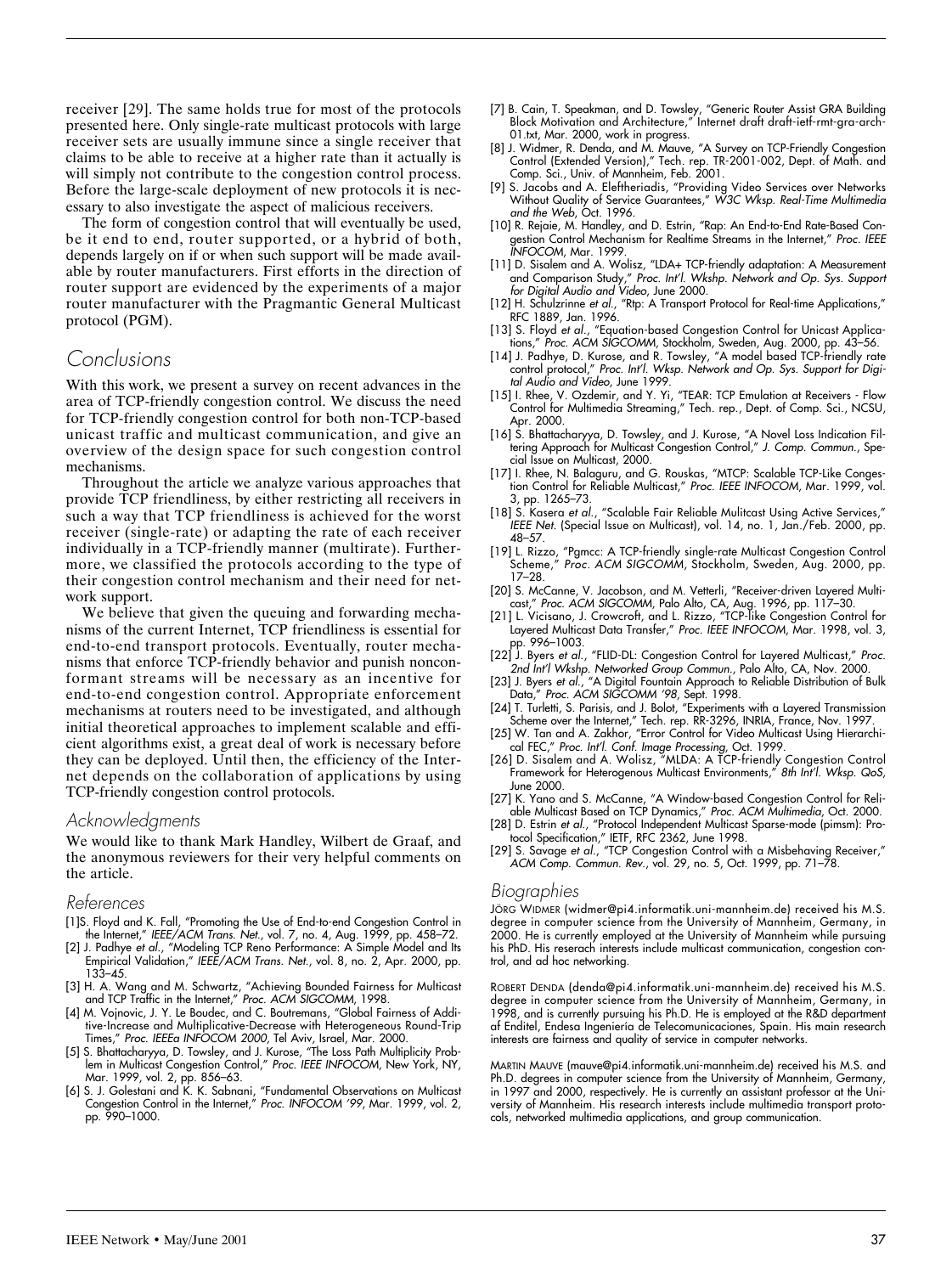receiver [29]. The same holds true for most of the protocols presented here. Only single-rate multicast protocols with large receiver sets are usually immune since a single receiver that claims to be able to receive at a higher rate than it actually is will simply not contribute to the congestion control process. Before the large-scale deployment of new protocols it is necessary to also investigate the aspect of malicious receivers.

The form of congestion control that will eventually be used, be it end to end, router supported, or a hybrid of both, depends largely on if or when such support will be made available by router manufacturers. First efforts in the direction of router support are evidenced by the experiments of a major router manufacturer with the Pragmantic General Multicast protocol (PGM).

## Conclusions

With this work, we present a survey on recent advances in the area of TCP-friendly congestion control. We discuss the need for TCP-friendly congestion control for both non-TCP-based unicast traffic and multicast communication, and give an overview of the design space for such congestion control mechanisms.

Throughout the article we analyze various approaches that provide TCP friendliness, by either restricting all receivers in such a way that TCP friendliness is achieved for the worst receiver (single-rate) or adapting the rate of each receiver individually in a TCP-friendly manner (multirate). Furthermore, we classified the protocols according to the type of their congestion control mechanism and their need for network support.

We believe that given the queuing and forwarding mechanisms of the current Internet, TCP friendliness is essential for end-to-end transport protocols. Eventually, router mechanisms that enforce TCP-friendly behavior and punish nonconformant streams will be necessary as an incentive for end-to-end congestion control. Appropriate enforcement mechanisms at routers need to be investigated, and although initial theoretical approaches to implement scalable and efficient algorithms exist, a great deal of work is necessary before they can be deployed. Until then, the efficiency of the Internet depends on the collaboration of applications by using TCP-friendly congestion control protocols.

### Acknowledgments

We would like to thank Mark Handley, Wilbert de Graaf, and the anonymous reviewers for their very helpful comments on the article.

### References

[1] S. Floyd and K. Fall, "Promoting the Use of End-to-end Congestion Control in the Internet," *IEEE/ACM Trans. Net.*, vol. 7, no. 4, Aug. 1999, pp. 458–72.

[2] J. Padhye *et al.*, "Modeling TCP Reno Performance: A Simple Model and Its Empirical Validation," *IEEE/ACM Trans. Net.*, vol. 8, no. 2, Apr. 2000, pp. 133–45.

[3] H. A. Wang and M. Schwartz, "Achieving Bounded Fairness for Multicast and TCP Traffic in the Internet," *Proc. ACM SIGCOMM*, 1998.

[4] M. Vojnovic, J. Y. Le Boudec, and C. Boutremans, "Global Fairness of Additive-Increase and Multiplicative-Decrease with Heterogeneous Round-Trip Times," *Proc. IEEEa INFOCOM 2000*, Tel Aviv, Israel, Mar. 2000.

[5] S. Bhattacharyya, D. Towsley, and J. Kurose, "The Loss Path Multiplicity Problem in Multicast Congestion Control," *Proc. IEEE INFOCOM*, New York, NY, Mar. 1999, vol. 2, pp. 856–63.

[6] S. J. Golestani and K. K. Sabnani, "Fundamental Observations on Multicast Congestion Control in the Internet," *Proc. INFOCOM '99*, Mar. 1999, vol. 2, pp. 990–1000.

[7] B. Cain, T. Speakman, and D. Towsley, "Generic Router Assist GRA Building Block Motivation and Architecture," Internet draft draft-ietf-rmt-gra-arch-01.txt, Mar. 2000, work in progress.

[8] J. Widmer, R. Denda, and M. Mauve, "A Survey on TCP-Friendly Congestion Control (Extended Version)," Tech. rep. TR-2001-002, Dept. of Math. and Comp. Sci., Univ. of Mannheim, Feb. 2001.

[9] S. Jacobs and A. Eleftheriadis, "Providing Video Services over Networks Without Quality of Service Guarantees," *W3C Wksp. Real-Time Multimedia and the Web*, Oct. 1996.

[10] R. Rejaie, M. Handley, and D. Estrin, "Rap: An End-to-End Rate-Based Congestion Control Mechanism for Realtime Streams in the Internet," *Proc. IEEE INFOCOM*, Mar. 1999.

[11] D. Sisalem and A. Wolisz, "LDA+ TCP-friendly adaptation: A Measurement and Comparison Study," *Proc. Int'l. Wkshp. Network and Op. Sys. Support for Digital Audio and Video*, June 2000.

[12] H. Schulzrinne *et al.*, "Rtp: A Transport Protocol for Real-time Applications," RFC 1889, Jan. 1996.

[13] S. Floyd *et al.*, "Equation-based Congestion Control for Unicast Applications," *Proc. ACM SIGCOMM*, Stockholm, Sweden, Aug. 2000, pp. 43–56.

[14] J. Padhye, D. Kurose, and R. Towsley, "A model based TCP-friendly rate control protocol," *Proc. Int'l. Wksp. Network and Op. Sys. Support for Digital Audio and Video*, June 1999.

[15] I. Rhee, V. Ozdemir, and Y. Yi, "TEAR: TCP Emulation at Receivers - Flow Control for Multimedia Streaming," Tech. rep., Dept. of Comp. Sci., NCSU, Apr. 2000.

[16] S. Bhattacharyya, D. Towsley, and J. Kurose, "A Novel Loss Indication Filtering Approach for Multicast Congestion Control," *J. Comp. Commun.*, Special Issue on Multicast, 2000.

[17] I. Rhee, N. Balaguru, and G. Rouskas, "MTCP: Scalable TCP-Like Congestion Control for Reliable Multicast," *Proc. IEEE INFOCOM*, Mar. 1999, vol. 3, pp. 1265–73.

[18] S. Kasera *et al.*, "Scalable Fair Reliable Mulitcast Using Active Services," *IEEE Net.* (Special Issue on Multicast), vol. 14, no. 1, Jan./Feb. 2000, pp. 48–57.

[19] L. Rizzo, "Pgmcc: A TCP-friendly single-rate Multicast Congestion Control Scheme," *Proc. ACM SIGCOMM*, Stockholm, Sweden, Aug. 2000, pp. 17–28.

[20] S. McCanne, V. Jacobson, and M. Vetterli, "Receiver-driven Layered Multicast," *Proc. ACM SIGCOMM*, Palo Alto, CA, Aug. 1996, pp. 117–30.

[21] L. Vicisano, J. Crowcroft, and L. Rizzo, "TCP-like Congestion Control for Layered Multicast Data Transfer," *Proc. IEEE INFOCOM*, Mar. 1998, vol. 3, pp. 996–1003.

[22] J. Byers *et al.*, "FLID-DL: Congestion Control for Layered Multicast," *Proc. 2nd Int'l Wkshp. Networked Group Commun.*, Palo Alto, CA, Nov. 2000.

[23] J. Byers *et al.*, "A Digital Fountain Approach to Reliable Distribution of Bulk Data," *Proc. ACM SIGCOMM '98*, Sept. 1998.

[24] T. Turletti, S. Parisis, and J. Bolot, "Experiments with a Layered Transmission Scheme over the Internet," Tech. rep. RR-3296, INRIA, France, Nov. 1997.

[25] W. Tan and A. Zakhor, "Error Control for Video Multicast Using Hierarchical FEC," *Proc. Int'l. Conf. Image Processing*, Oct. 1999.

[26] D. Sisalem and A. Wolisz, "MLDA: A TCP-friendly Congestion Control Framework for Heterogenous Multicast Environments," *8th Int'l. Wksp. QoS*, June 2000.

[27] K. Yano and S. McCanne, "A Window-based Congestion Control for Reliable Multicast Based on TCP Dynamics," *Proc. ACM Multimedia*, Oct. 2000.

[28] D. Estrin *et al.*, "Protocol Independent Multicast Sparse-mode (pimsm): Protocol Specification," IETF, RFC 2362, June 1998.

[29] S. Savage *et al.*, "TCP Congestion Control with a Misbehaving Receiver," *ACM Comp. Commun. Rev.*, vol. 29, no. 5, Oct. 1999, pp. 71–78.

### Biographies

JÖRG WIDMER (widmer@pi4.informatik.uni-mannheim.de) received his M.S. degree in computer science from the University of Mannheim, Germany, in 2000. He is currently employed at the University of Mannheim while pursuing his PhD. His reserach interests include multicast communication, congestion control, and ad hoc networking.

ROBERT DENDA (denda@pi4.informatik.uni-mannheim.de) received his M.S. degree in computer science from the University of Mannheim, Germany, in 1998, and is currently pursuing his Ph.D. He is employed at the R&D department of Enditel, Endesa Ingeniería de Telecomunicaciones, Spain. His main research interests are fairness and quality of service in computer networks.

MARTIN MAUVE (mauve@pi4.informatik.uni-mannheim.de) received his M.S. and Ph.D. degrees in computer science from the University of Mannheim, Germany, in 1997 and 2000, respectively. He is currently an assistant professor at the University of Mannheim. His research interests include multimedia transport protocols, networked multimedia applications, and group communication.